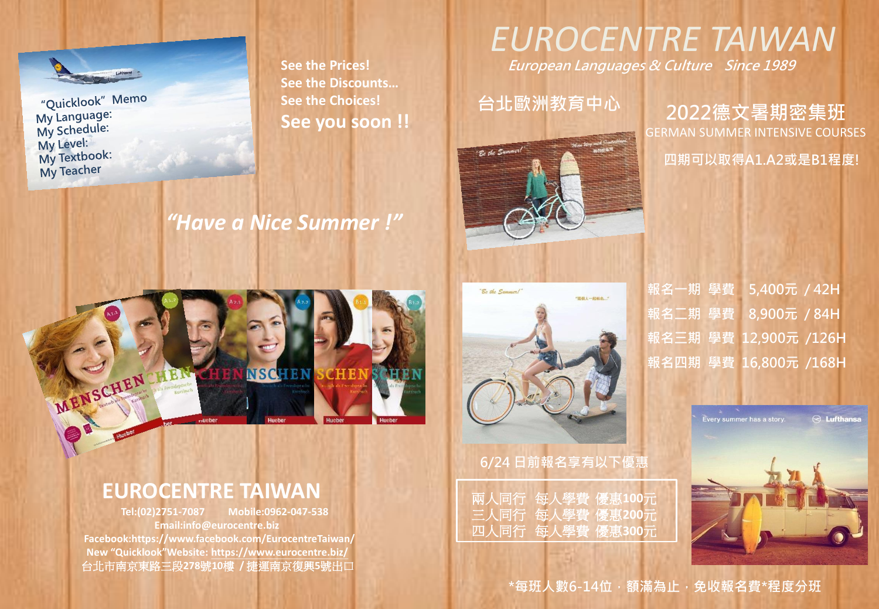# EUROCENTRE TAIWAN

*European Languages & Culture   Since 1989*

## 台北歐洲教育中心

## 2022德文暑期密集班

GERMAN SUMMER INTENSIVE COURSES

**四期可以取得A1.A2或是B1程度!**

"Quicklook" Memo
My Language:
My Schedule:
My Level:
My Textbook:
My Teacher

**See the Prices!**
**See the Discounts…**
**See the Choices!**
**See you soon !!**

***"Have a Nice Summer !"***

| | | |
|---|---|---|
| 報名一期 | 學費 | 5,400元 / 42H |
| 報名二期 | 學費 | 8,900元 / 84H |
| 報名三期 | 學費 | 12,900元 /126H |
| 報名四期 | 學費 | 16,800元 /168H |

6/24 日前報名享有以下優惠

兩人同行 每人學費 優惠100元
三人同行 每人學費 優惠200元
四人同行 每人學費 優惠300元

## EUROCENTRE TAIWAN

Tel:(02)2751-7087   Mobile:0962-047-538
Email:info@eurocentre.biz
Facebook:https://www.facebook.com/EurocentreTaiwan/
New "Quicklook"Website: https://www.eurocentre.biz/
台北市南京東路三段278號10樓 / 捷運南京復興5號出口

*每班人數6-14位，額滿為止，免收報名費*程度分班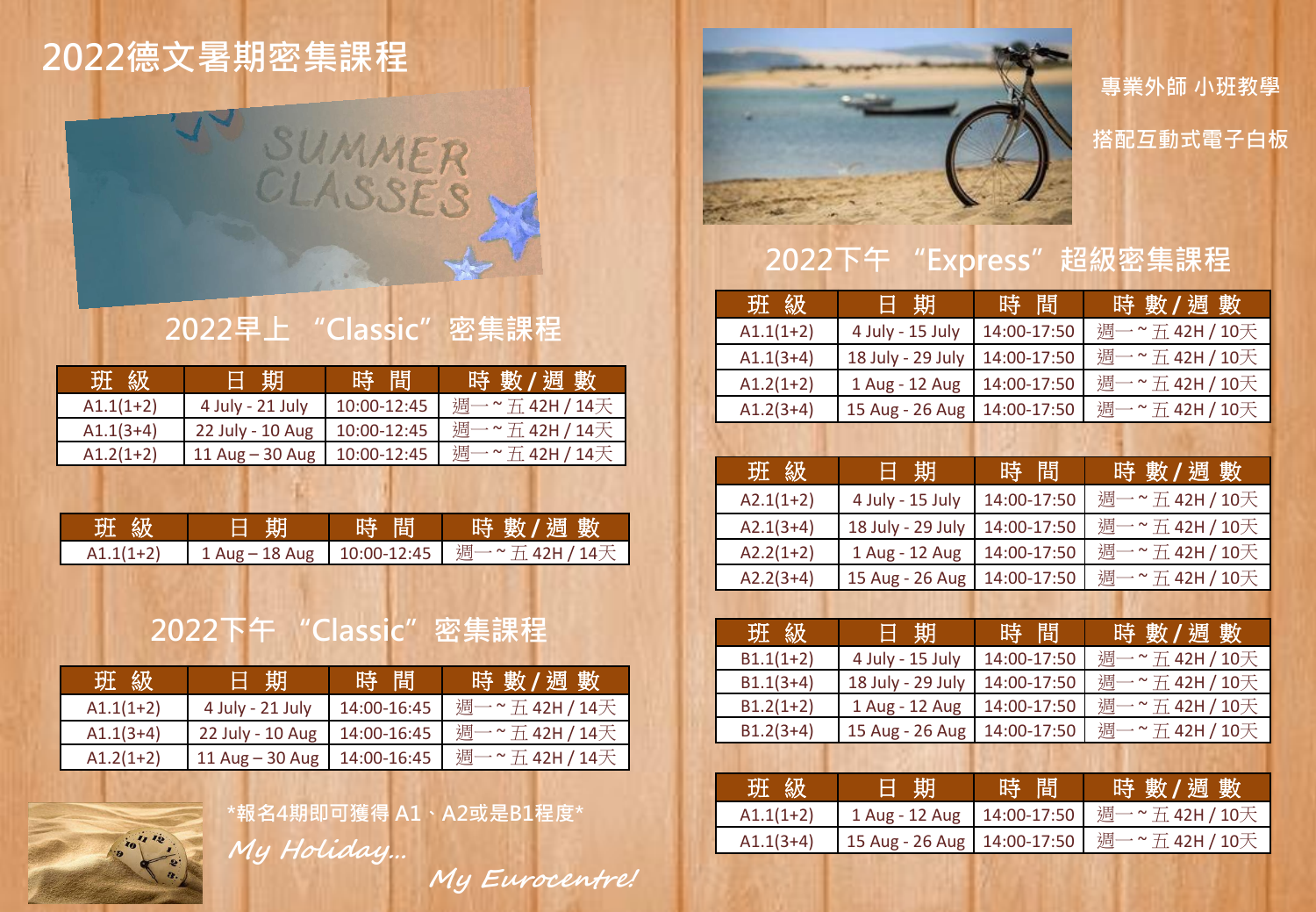# 2022德文暑期密集課程

專業外師 小班教學

搭配互動式電子白板

## 2022早上 "Classic" 密集課程

| 班 級 | 日 期 | 時 間 | 時 數 / 週 數 |
|---|---|---|---|
| A1.1(1+2) | 4 July - 21 July | 10:00-12:45 | 週一 ~ 五 42H / 14天 |
| A1.1(3+4) | 22 July - 10 Aug | 10:00-12:45 | 週一 ~ 五 42H / 14天 |
| A1.2(1+2) | 11 Aug – 30 Aug | 10:00-12:45 | 週一 ~ 五 42H / 14天 |

| 班 級 | 日 期 | 時 間 | 時 數 / 週 數 |
|---|---|---|---|
| A1.1(1+2) | 1 Aug – 18 Aug | 10:00-12:45 | 週一 ~ 五 42H / 14天 |

## 2022下午 "Classic" 密集課程

| 班 級 | 日 期 | 時 間 | 時 數 / 週 數 |
|---|---|---|---|
| A1.1(1+2) | 4 July - 21 July | 14:00-16:45 | 週一 ~ 五 42H / 14天 |
| A1.1(3+4) | 22 July - 10 Aug | 14:00-16:45 | 週一 ~ 五 42H / 14天 |
| A1.2(1+2) | 11 Aug – 30 Aug | 14:00-16:45 | 週一 ~ 五 42H / 14天 |

**\*報名4期即可獲得 A1、A2或是B1程度\***

*My Holiday...*

*My Eurocentre!*

## 2022下午 "Express" 超級密集課程

| 班 級 | 日 期 | 時 間 | 時 數 / 週 數 |
|---|---|---|---|
| A1.1(1+2) | 4 July - 15 July | 14:00-17:50 | 週一 ~ 五 42H / 10天 |
| A1.1(3+4) | 18 July - 29 July | 14:00-17:50 | 週一 ~ 五 42H / 10天 |
| A1.2(1+2) | 1 Aug - 12 Aug | 14:00-17:50 | 週一 ~ 五 42H / 10天 |
| A1.2(3+4) | 15 Aug - 26 Aug | 14:00-17:50 | 週一 ~ 五 42H / 10天 |

| 班 級 | 日 期 | 時 間 | 時 數 / 週 數 |
|---|---|---|---|
| A2.1(1+2) | 4 July - 15 July | 14:00-17:50 | 週一 ~ 五 42H / 10天 |
| A2.1(3+4) | 18 July - 29 July | 14:00-17:50 | 週一 ~ 五 42H / 10天 |
| A2.2(1+2) | 1 Aug - 12 Aug | 14:00-17:50 | 週一 ~ 五 42H / 10天 |
| A2.2(3+4) | 15 Aug - 26 Aug | 14:00-17:50 | 週一 ~ 五 42H / 10天 |

| 班 級 | 日 期 | 時 間 | 時 數 / 週 數 |
|---|---|---|---|
| B1.1(1+2) | 4 July - 15 July | 14:00-17:50 | 週一 ~ 五 42H / 10天 |
| B1.1(3+4) | 18 July - 29 July | 14:00-17:50 | 週一 ~ 五 42H / 10天 |
| B1.2(1+2) | 1 Aug - 12 Aug | 14:00-17:50 | 週一 ~ 五 42H / 10天 |
| B1.2(3+4) | 15 Aug - 26 Aug | 14:00-17:50 | 週一 ~ 五 42H / 10天 |

| 班 級 | 日 期 | 時 間 | 時 數 / 週 數 |
|---|---|---|---|
| A1.1(1+2) | 1 Aug - 12 Aug | 14:00-17:50 | 週一 ~ 五 42H / 10天 |
| A1.1(3+4) | 15 Aug - 26 Aug | 14:00-17:50 | 週一 ~ 五 42H / 10天 |